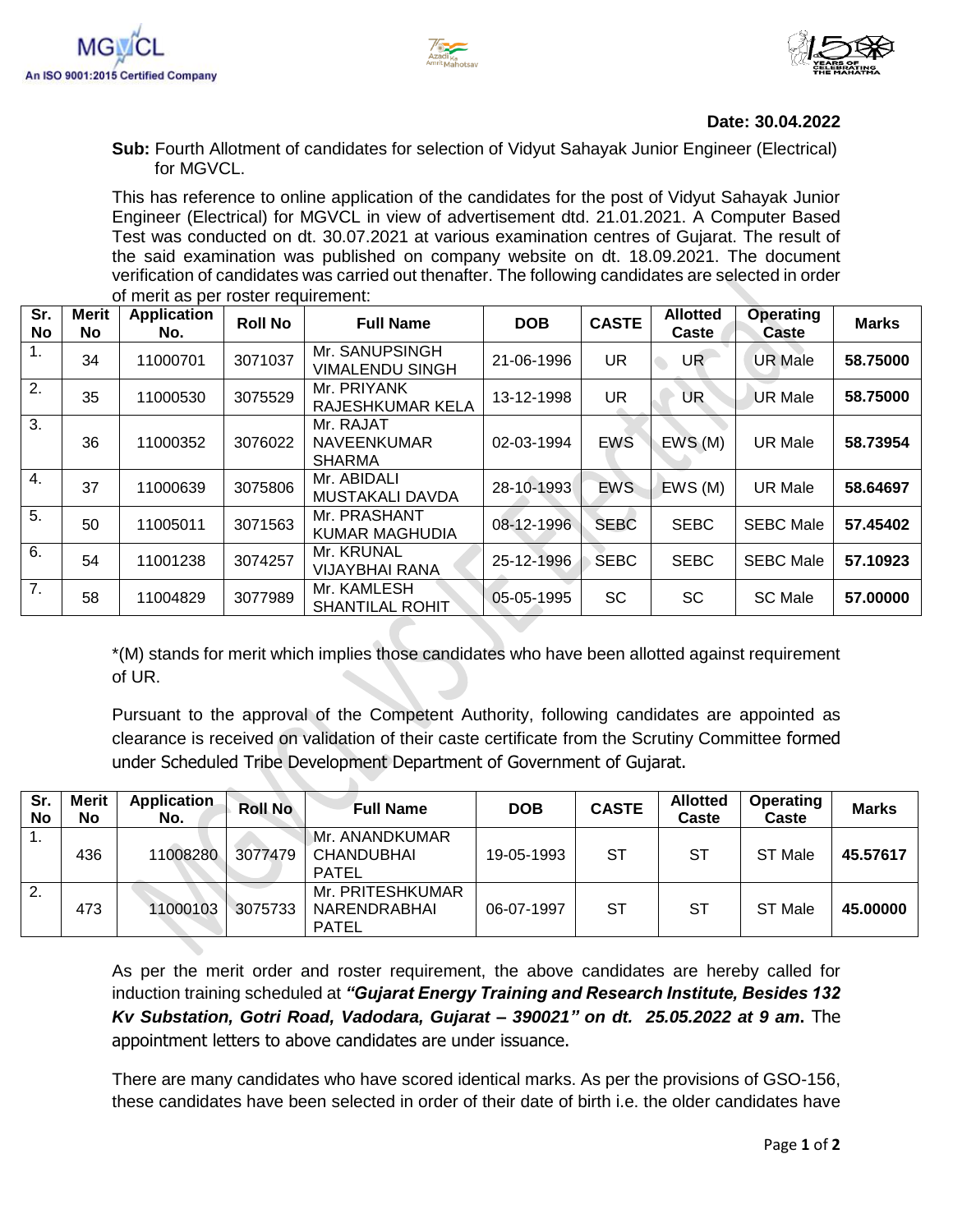MGVCL
An ISO 9001:2015 Certified Company

**Date: 30.04.2022**

**Sub:** Fourth Allotment of candidates for selection of Vidyut Sahayak Junior Engineer (Electrical) for MGVCL.

This has reference to online application of the candidates for the post of Vidyut Sahayak Junior Engineer (Electrical) for MGVCL in view of advertisement dtd. 21.01.2021. A Computer Based Test was conducted on dt. 30.07.2021 at various examination centres of Gujarat. The result of the said examination was published on company website on dt. 18.09.2021. The document verification of candidates was carried out thenafter. The following candidates are selected in order of merit as per roster requirement:

| Sr. No | Merit No | Application No. | Roll No | Full Name | DOB | CASTE | Allotted Caste | Operating Caste | Marks |
|---|---|---|---|---|---|---|---|---|---|
| 1. | 34 | 11000701 | 3071037 | Mr. SANUPSINGH VIMALENDU SINGH | 21-06-1996 | UR | UR | UR Male | **58.75000** |
| 2. | 35 | 11000530 | 3075529 | Mr. PRIYANK RAJESHKUMAR KELA | 13-12-1998 | UR | UR | UR Male | **58.75000** |
| 3. | 36 | 11000352 | 3076022 | Mr. RAJAT NAVEENKUMAR SHARMA | 02-03-1994 | EWS | EWS (M) | UR Male | **58.73954** |
| 4. | 37 | 11000639 | 3075806 | Mr. ABIDALI MUSTAKALI DAVDA | 28-10-1993 | EWS | EWS (M) | UR Male | **58.64697** |
| 5. | 50 | 11005011 | 3071563 | Mr. PRASHANT KUMAR MAGHUDIA | 08-12-1996 | SEBC | SEBC | SEBC Male | **57.45402** |
| 6. | 54 | 11001238 | 3074257 | Mr. KRUNAL VIJAYBHAI RANA | 25-12-1996 | SEBC | SEBC | SEBC Male | **57.10923** |
| 7. | 58 | 11004829 | 3077989 | Mr. KAMLESH SHANTILAL ROHIT | 05-05-1995 | SC | SC | SC Male | **57.00000** |

*(M) stands for merit which implies those candidates who have been allotted against requirement of UR.

Pursuant to the approval of the Competent Authority, following candidates are appointed as clearance is received on validation of their caste certificate from the Scrutiny Committee formed under Scheduled Tribe Development Department of Government of Gujarat.

| Sr. No | Merit No | Application No. | Roll No | Full Name | DOB | CASTE | Allotted Caste | Operating Caste | Marks |
|---|---|---|---|---|---|---|---|---|---|
| 1. | 436 | 11008280 | 3077479 | Mr. ANANDKUMAR CHANDUBHAI PATEL | 19-05-1993 | ST | ST | ST Male | **45.57617** |
| 2. | 473 | 11000103 | 3075733 | Mr. PRITESHKUMAR NARENDRABHAI PATEL | 06-07-1997 | ST | ST | ST Male | **45.00000** |

As per the merit order and roster requirement, the above candidates are hereby called for induction training scheduled at ***"Gujarat Energy Training and Research Institute, Besides 132 Kv Substation, Gotri Road, Vadodara, Gujarat – 390021" on dt. 25.05.2022 at 9 am***. The appointment letters to above candidates are under issuance.

There are many candidates who have scored identical marks. As per the provisions of GSO-156, these candidates have been selected in order of their date of birth i.e. the older candidates have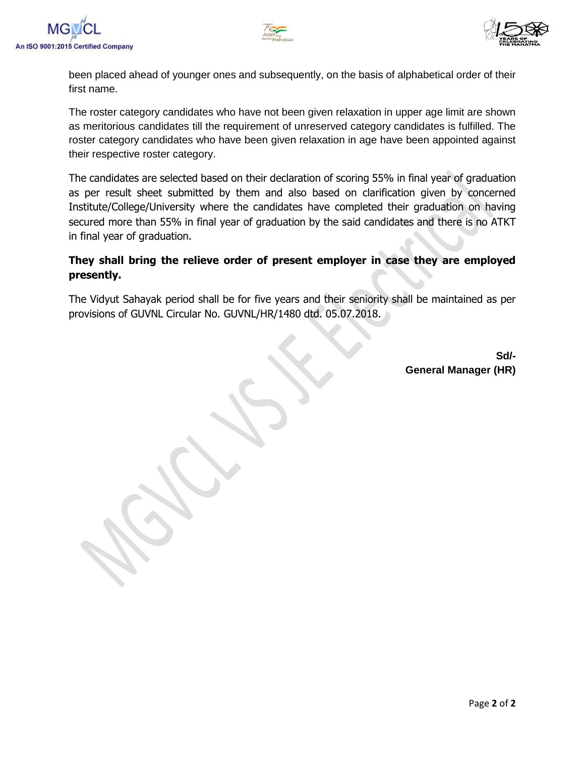been placed ahead of younger ones and subsequently, on the basis of alphabetical order of their first name.

The roster category candidates who have not been given relaxation in upper age limit are shown as meritorious candidates till the requirement of unreserved category candidates is fulfilled. The roster category candidates who have been given relaxation in age have been appointed against their respective roster category.

The candidates are selected based on their declaration of scoring 55% in final year of graduation as per result sheet submitted by them and also based on clarification given by concerned Institute/College/University where the candidates have completed their graduation on having secured more than 55% in final year of graduation by the said candidates and there is no ATKT in final year of graduation.

**They shall bring the relieve order of present employer in case they are employed presently.**

The Vidyut Sahayak period shall be for five years and their seniority shall be maintained as per provisions of GUVNL Circular No. GUVNL/HR/1480 dtd. 05.07.2018.

**Sd/-**
**General Manager (HR)**